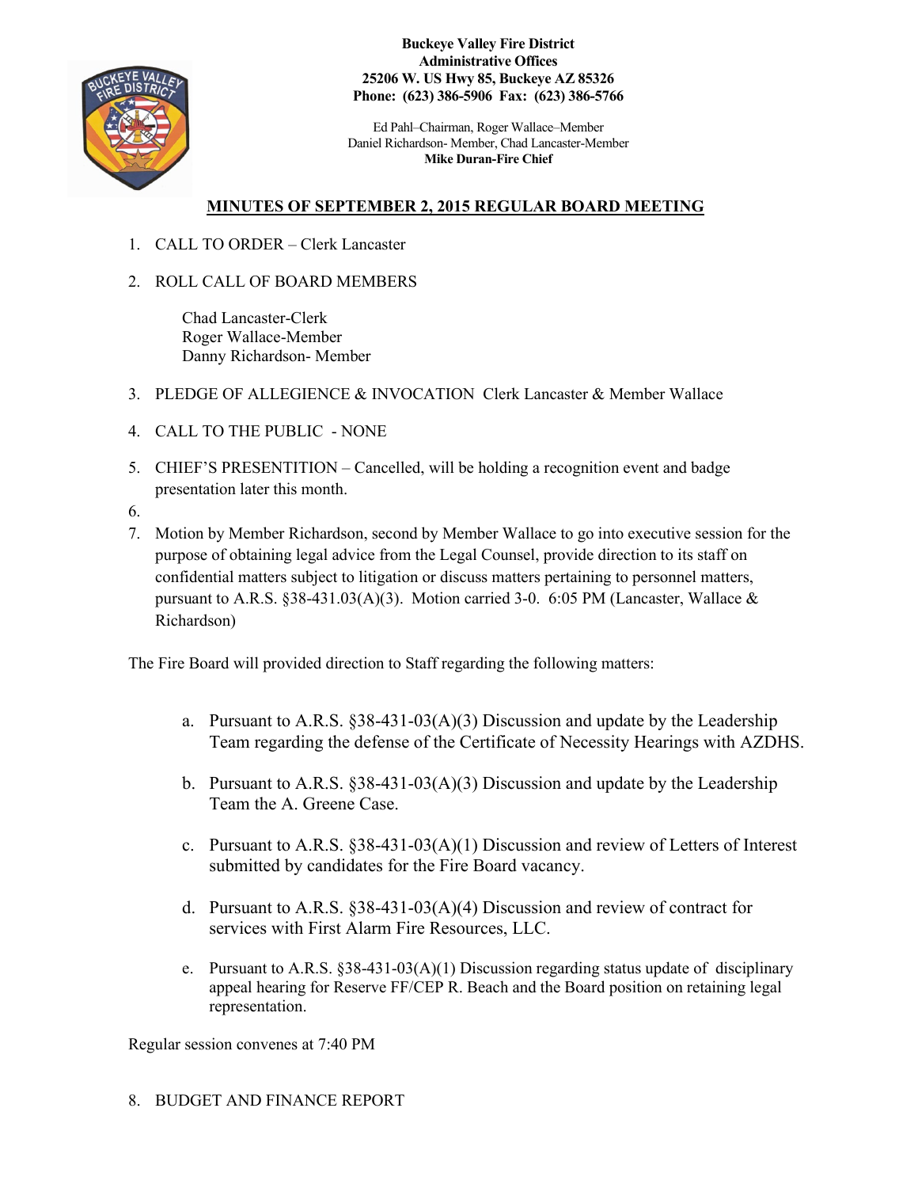**Buckeye Valley Fire District**
**Administrative Offices**
**25206 W. US Hwy 85, Buckeye AZ 85326**
**Phone: (623) 386-5906 Fax: (623) 386-5766**

Ed Pahl–Chairman, Roger Wallace–Member
Daniel Richardson- Member, Chad Lancaster-Member
**Mike Duran-Fire Chief**

## MINUTES OF SEPTEMBER 2, 2015 REGULAR BOARD MEETING

1. CALL TO ORDER – Clerk Lancaster
2. ROLL CALL OF BOARD MEMBERS

   Chad Lancaster-Clerk
   Roger Wallace-Member
   Danny Richardson- Member

3. PLEDGE OF ALLEGIENCE & INVOCATION Clerk Lancaster & Member Wallace
4. CALL TO THE PUBLIC - NONE
5. CHIEF'S PRESENTITION – Cancelled, will be holding a recognition event and badge presentation later this month.
6.
7. Motion by Member Richardson, second by Member Wallace to go into executive session for the purpose of obtaining legal advice from the Legal Counsel, provide direction to its staff on confidential matters subject to litigation or discuss matters pertaining to personnel matters, pursuant to A.R.S. §38-431.03(A)(3). Motion carried 3-0. 6:05 PM (Lancaster, Wallace & Richardson)

The Fire Board will provided direction to Staff regarding the following matters:

a. Pursuant to A.R.S. §38-431-03(A)(3) Discussion and update by the Leadership Team regarding the defense of the Certificate of Necessity Hearings with AZDHS.

b. Pursuant to A.R.S. §38-431-03(A)(3) Discussion and update by the Leadership Team the A. Greene Case.

c. Pursuant to A.R.S. §38-431-03(A)(1) Discussion and review of Letters of Interest submitted by candidates for the Fire Board vacancy.

d. Pursuant to A.R.S. §38-431-03(A)(4) Discussion and review of contract for services with First Alarm Fire Resources, LLC.

e. Pursuant to A.R.S. §38-431-03(A)(1) Discussion regarding status update of disciplinary appeal hearing for Reserve FF/CEP R. Beach and the Board position on retaining legal representation.

Regular session convenes at 7:40 PM

8. BUDGET AND FINANCE REPORT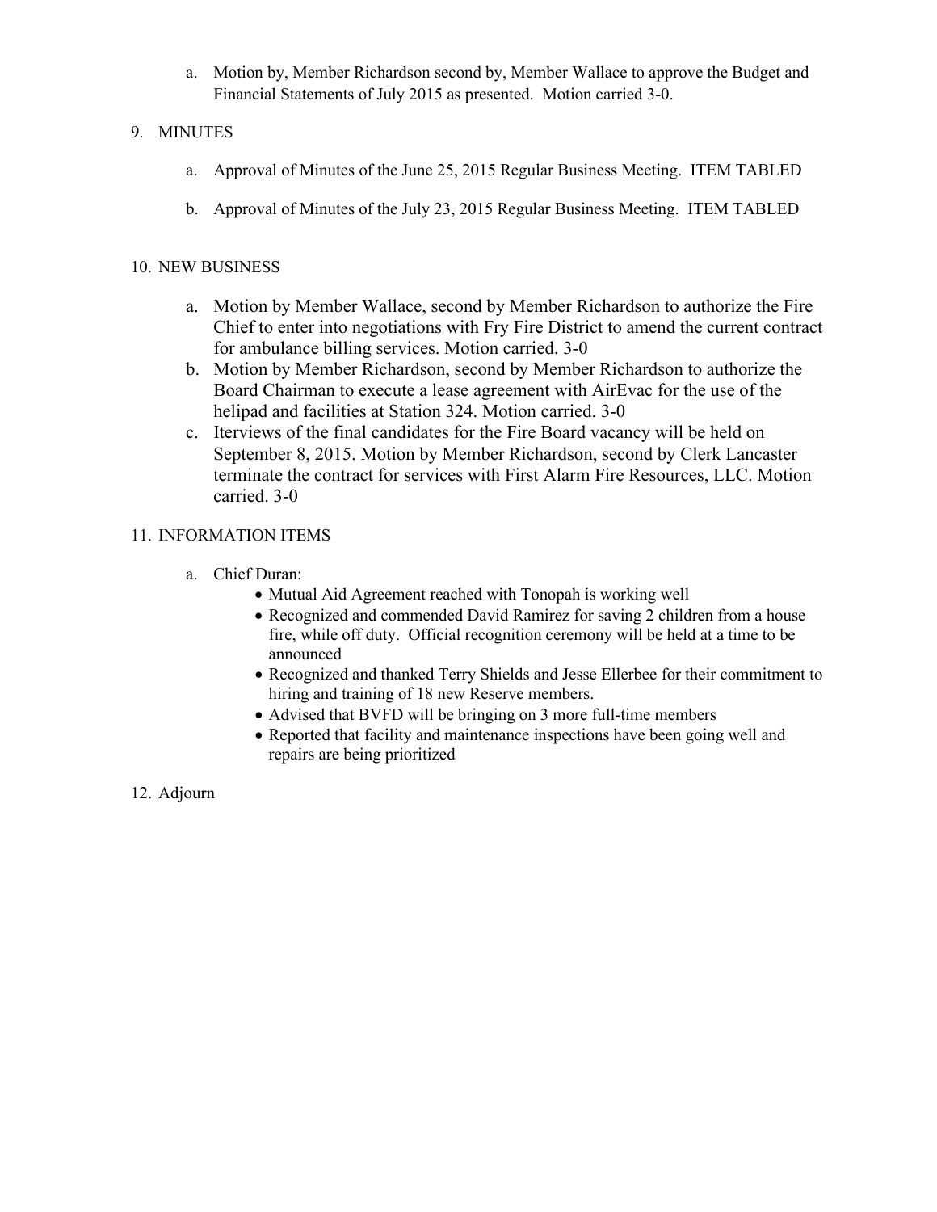a. Motion by, Member Richardson second by, Member Wallace to approve the Budget and Financial Statements of July 2015 as presented. Motion carried 3-0.

9. MINUTES

   a. Approval of Minutes of the June 25, 2015 Regular Business Meeting. ITEM TABLED

   b. Approval of Minutes of the July 23, 2015 Regular Business Meeting. ITEM TABLED

10. NEW BUSINESS

    a. Motion by Member Wallace, second by Member Richardson to authorize the Fire Chief to enter into negotiations with Fry Fire District to amend the current contract for ambulance billing services. Motion carried. 3-0
    b. Motion by Member Richardson, second by Member Richardson to authorize the Board Chairman to execute a lease agreement with AirEvac for the use of the helipad and facilities at Station 324. Motion carried. 3-0
    c. Iterviews of the final candidates for the Fire Board vacancy will be held on September 8, 2015. Motion by Member Richardson, second by Clerk Lancaster terminate the contract for services with First Alarm Fire Resources, LLC. Motion carried. 3-0

11. INFORMATION ITEMS

    a. Chief Duran:
       - Mutual Aid Agreement reached with Tonopah is working well
       - Recognized and commended David Ramirez for saving 2 children from a house fire, while off duty. Official recognition ceremony will be held at a time to be announced
       - Recognized and thanked Terry Shields and Jesse Ellerbee for their commitment to hiring and training of 18 new Reserve members.
       - Advised that BVFD will be bringing on 3 more full-time members
       - Reported that facility and maintenance inspections have been going well and repairs are being prioritized

12. Adjourn